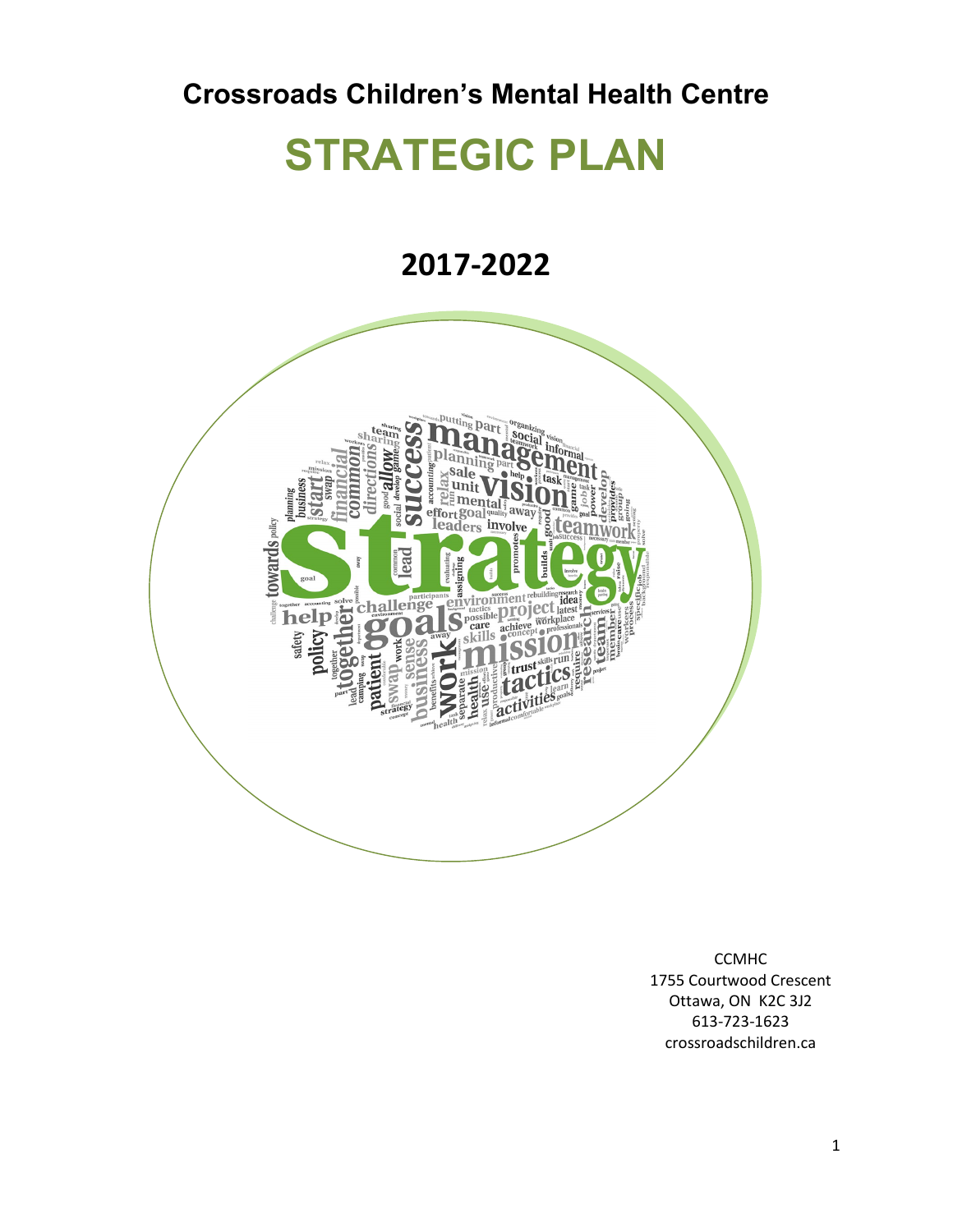# Crossroads Children's Mental Health Centre

# STRATEGIC PLAN

## 2017-2022

CCMHC
1755 Courtwood Crescent
Ottawa, ON K2C 3J2
613-723-1623
crossroadschildren.ca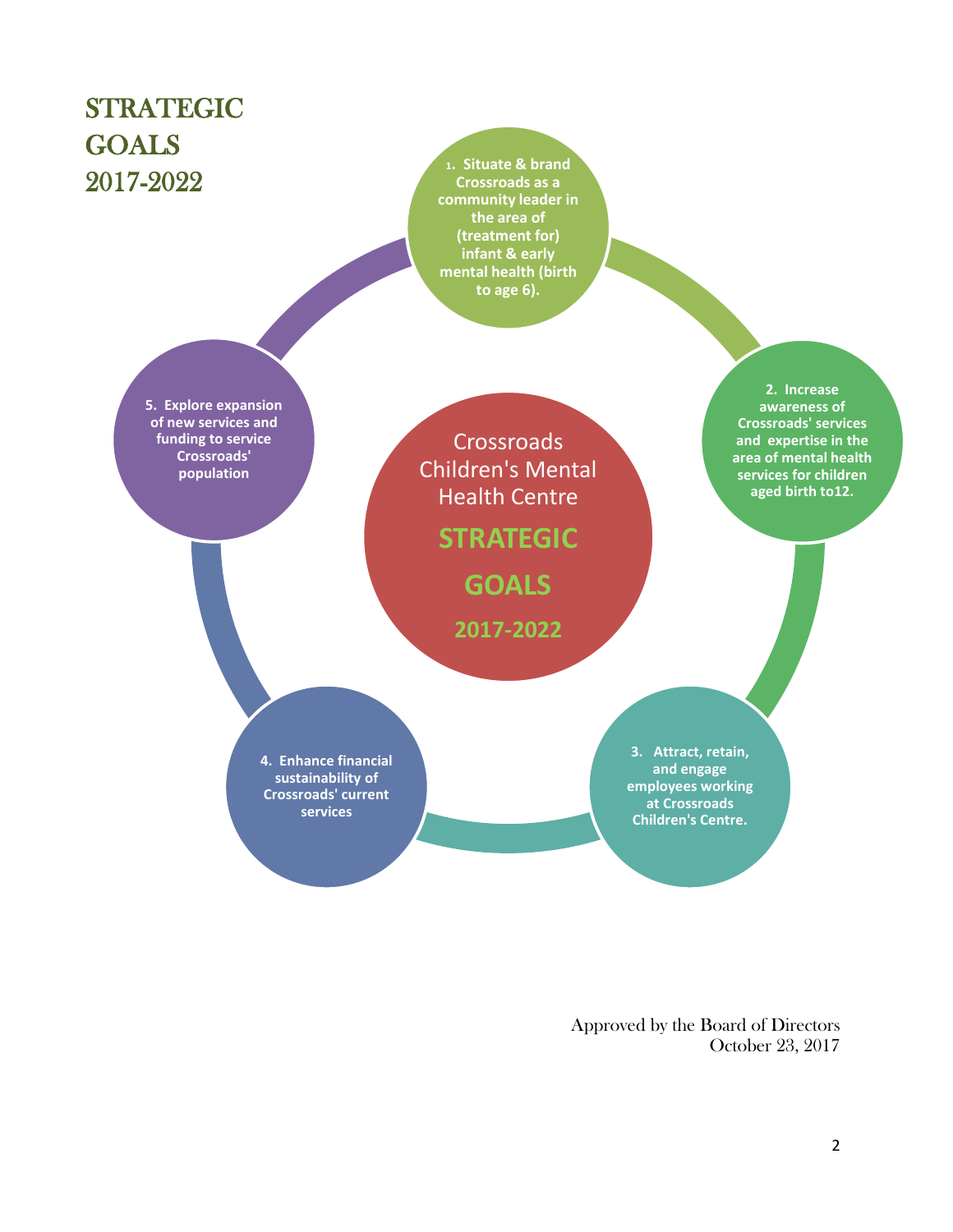# STRATEGIC GOALS 2017-2022

Crossroads Children's Mental Health Centre

**STRATEGIC GOALS**

**2017-2022**

1. **Situate & brand Crossroads as a community leader in the area of (treatment for) infant & early mental health (birth to age 6).**
2. **Increase awareness of Crossroads' services and expertise in the area of mental health services for children aged birth to12.**
3. **Attract, retain, and engage employees working at Crossroads Children's Centre.**
4. **Enhance financial sustainability of Crossroads' current services**
5. **Explore expansion of new services and funding to service Crossroads' population**

Approved by the Board of Directors
October 23, 2017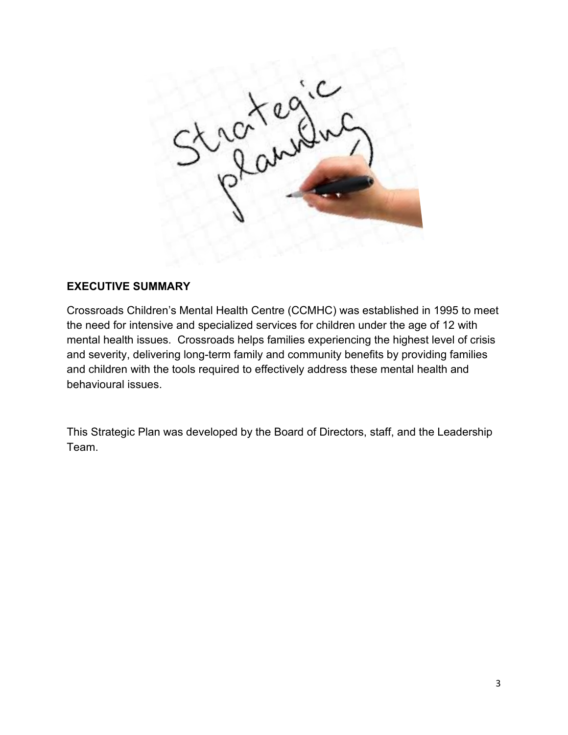## EXECUTIVE SUMMARY

Crossroads Children's Mental Health Centre (CCMHC) was established in 1995 to meet the need for intensive and specialized services for children under the age of 12 with mental health issues. Crossroads helps families experiencing the highest level of crisis and severity, delivering long-term family and community benefits by providing families and children with the tools required to effectively address these mental health and behavioural issues.

This Strategic Plan was developed by the Board of Directors, staff, and the Leadership Team.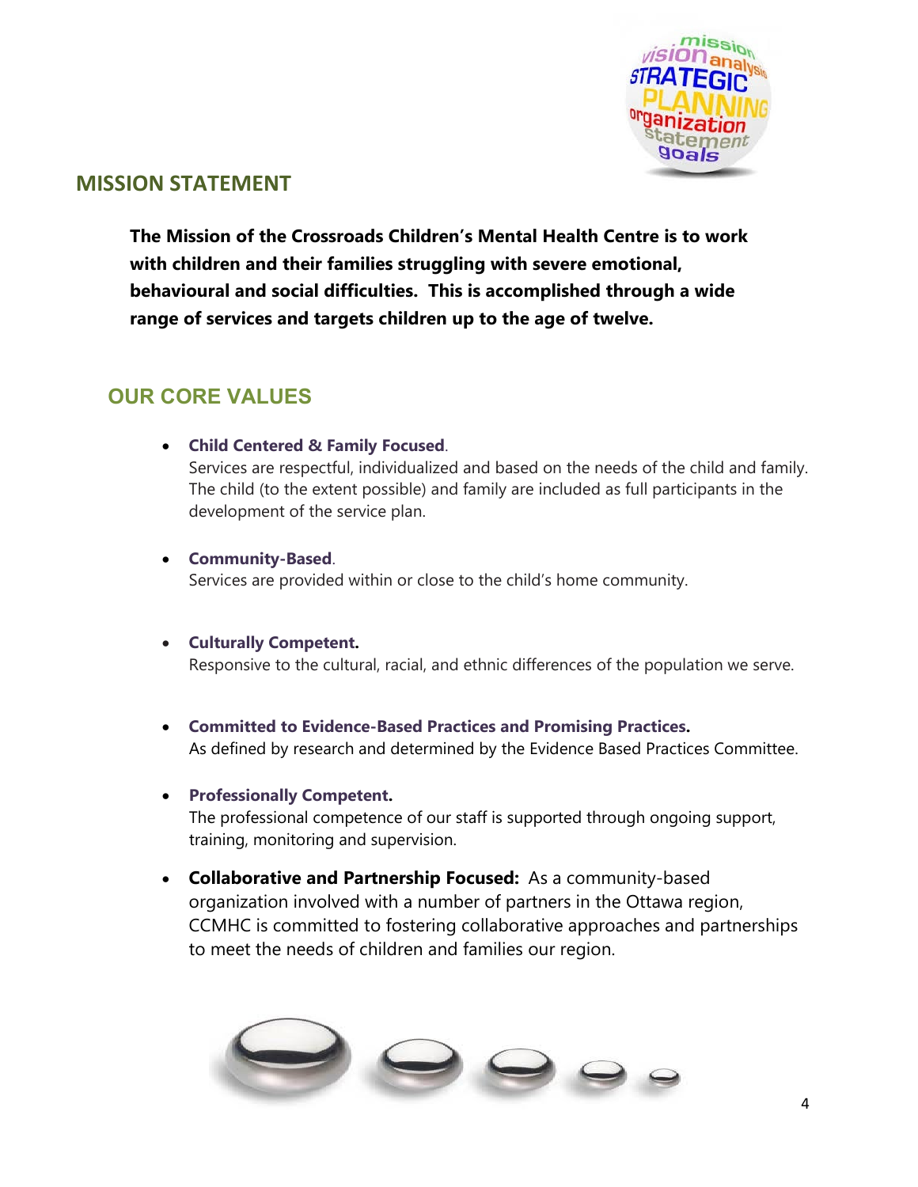## MISSION STATEMENT

**The Mission of the Crossroads Children's Mental Health Centre is to work with children and their families struggling with severe emotional, behavioural and social difficulties. This is accomplished through a wide range of services and targets children up to the age of twelve.**

## OUR CORE VALUES

- **Child Centered & Family Focused**.
  Services are respectful, individualized and based on the needs of the child and family. The child (to the extent possible) and family are included as full participants in the development of the service plan.

- **Community-Based**.
  Services are provided within or close to the child's home community.

- **Culturally Competent.**
  Responsive to the cultural, racial, and ethnic differences of the population we serve.

- **Committed to Evidence-Based Practices and Promising Practices.**
  As defined by research and determined by the Evidence Based Practices Committee.

- **Professionally Competent.**
  The professional competence of our staff is supported through ongoing support, training, monitoring and supervision.

- **Collaborative and Partnership Focused:** As a community-based organization involved with a number of partners in the Ottawa region, CCMHC is committed to fostering collaborative approaches and partnerships to meet the needs of children and families our region.